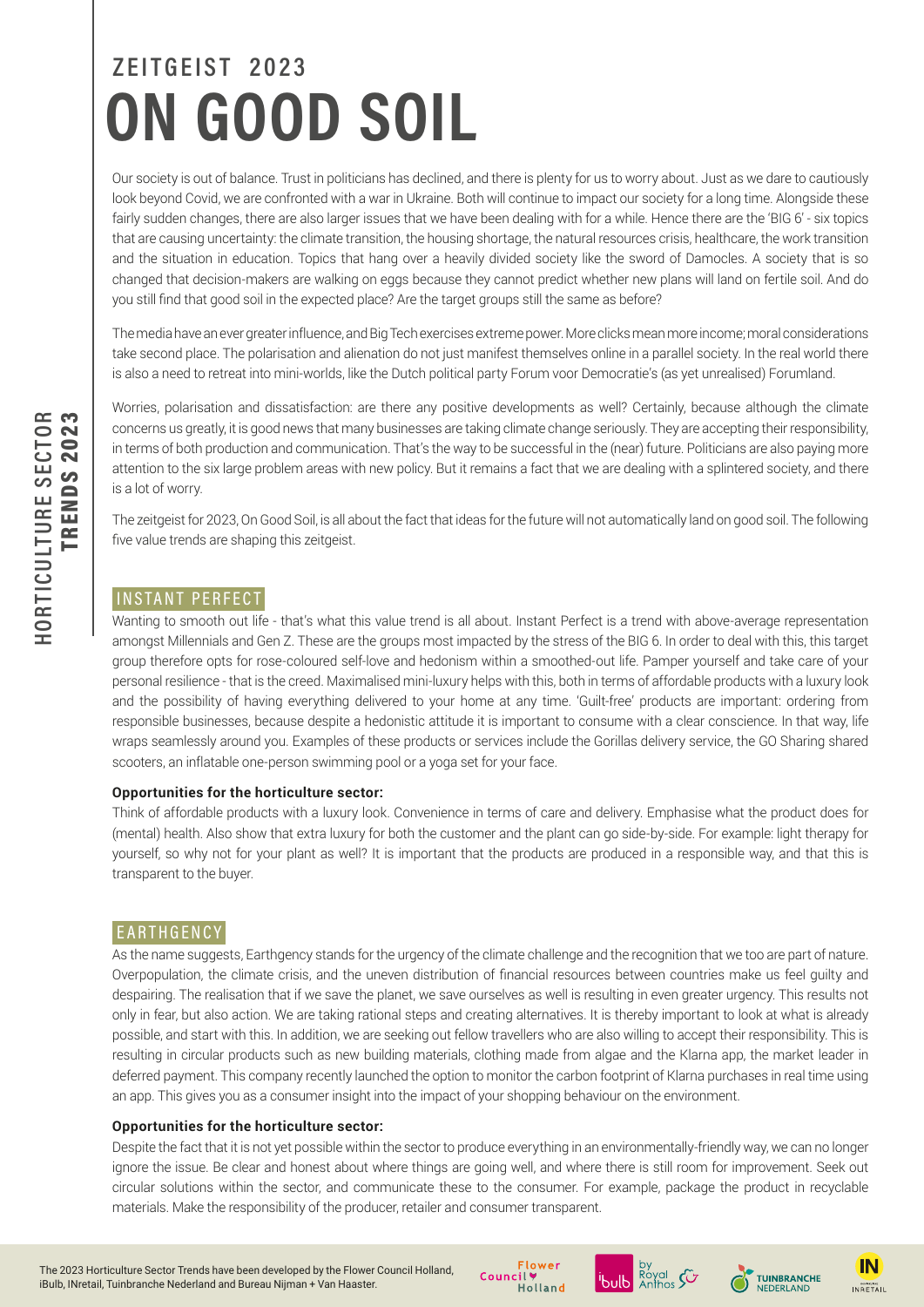# ZEITGEIST 2023
# ON GOOD SOIL

Our society is out of balance. Trust in politicians has declined, and there is plenty for us to worry about. Just as we dare to cautiously look beyond Covid, we are confronted with a war in Ukraine. Both will continue to impact our society for a long time. Alongside these fairly sudden changes, there are also larger issues that we have been dealing with for a while. Hence there are the 'BIG 6' - six topics that are causing uncertainty: the climate transition, the housing shortage, the natural resources crisis, healthcare, the work transition and the situation in education. Topics that hang over a heavily divided society like the sword of Damocles. A society that is so changed that decision-makers are walking on eggs because they cannot predict whether new plans will land on fertile soil. And do you still find that good soil in the expected place? Are the target groups still the same as before?

The media have an ever greater influence, and Big Tech exercises extreme power. More clicks mean more income; moral considerations take second place. The polarisation and alienation do not just manifest themselves online in a parallel society. In the real world there is also a need to retreat into mini-worlds, like the Dutch political party Forum voor Democratie's (as yet unrealised) Forumland.

Worries, polarisation and dissatisfaction: are there any positive developments as well? Certainly, because although the climate concerns us greatly, it is good news that many businesses are taking climate change seriously. They are accepting their responsibility, in terms of both production and communication. That's the way to be successful in the (near) future. Politicians are also paying more attention to the six large problem areas with new policy. But it remains a fact that we are dealing with a splintered society, and there is a lot of worry.

The zeitgeist for 2023, On Good Soil, is all about the fact that ideas for the future will not automatically land on good soil. The following five value trends are shaping this zeitgeist.

## INSTANT PERFECT

Wanting to smooth out life - that's what this value trend is all about. Instant Perfect is a trend with above-average representation amongst Millennials and Gen Z. These are the groups most impacted by the stress of the BIG 6. In order to deal with this, this target group therefore opts for rose-coloured self-love and hedonism within a smoothed-out life. Pamper yourself and take care of your personal resilience - that is the creed. Maximalised mini-luxury helps with this, both in terms of affordable products with a luxury look and the possibility of having everything delivered to your home at any time. 'Guilt-free' products are important: ordering from responsible businesses, because despite a hedonistic attitude it is important to consume with a clear conscience. In that way, life wraps seamlessly around you. Examples of these products or services include the Gorillas delivery service, the GO Sharing shared scooters, an inflatable one-person swimming pool or a yoga set for your face.

**Opportunities for the horticulture sector:**

Think of affordable products with a luxury look. Convenience in terms of care and delivery. Emphasise what the product does for (mental) health. Also show that extra luxury for both the customer and the plant can go side-by-side. For example: light therapy for yourself, so why not for your plant as well? It is important that the products are produced in a responsible way, and that this is transparent to the buyer.

## EARTHGENCY

As the name suggests, Earthgency stands for the urgency of the climate challenge and the recognition that we too are part of nature. Overpopulation, the climate crisis, and the uneven distribution of financial resources between countries make us feel guilty and despairing. The realisation that if we save the planet, we save ourselves as well is resulting in even greater urgency. This results not only in fear, but also action. We are taking rational steps and creating alternatives. It is thereby important to look at what is already possible, and start with this. In addition, we are seeking out fellow travellers who are also willing to accept their responsibility. This is resulting in circular products such as new building materials, clothing made from algae and the Klarna app, the market leader in deferred payment. This company recently launched the option to monitor the carbon footprint of Klarna purchases in real time using an app. This gives you as a consumer insight into the impact of your shopping behaviour on the environment.

**Opportunities for the horticulture sector:**

Despite the fact that it is not yet possible within the sector to produce everything in an environmentally-friendly way, we can no longer ignore the issue. Be clear and honest about where things are going well, and where there is still room for improvement. Seek out circular solutions within the sector, and communicate these to the consumer. For example, package the product in recyclable materials. Make the responsibility of the producer, retailer and consumer transparent.

The 2023 Horticulture Sector Trends have been developed by the Flower Council Holland, iBulb, INretail, Tuinbranche Nederland and Bureau Nijman + Van Haaster.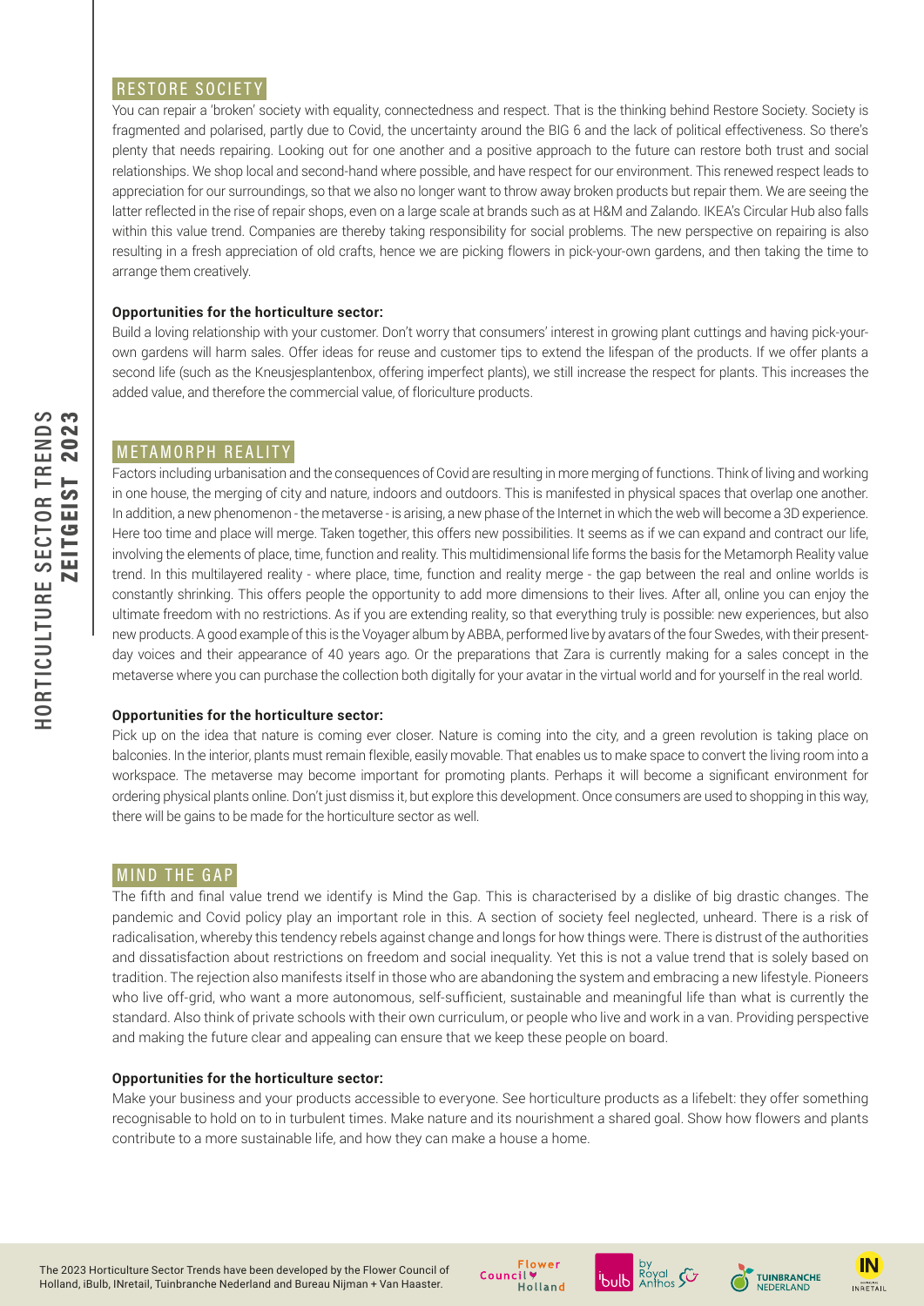## RESTORE SOCIETY

You can repair a 'broken' society with equality, connectedness and respect. That is the thinking behind Restore Society. Society is fragmented and polarised, partly due to Covid, the uncertainty around the BIG 6 and the lack of political effectiveness. So there's plenty that needs repairing. Looking out for one another and a positive approach to the future can restore both trust and social relationships. We shop local and second-hand where possible, and have respect for our environment. This renewed respect leads to appreciation for our surroundings, so that we also no longer want to throw away broken products but repair them. We are seeing the latter reflected in the rise of repair shops, even on a large scale at brands such as at H&M and Zalando. IKEA's Circular Hub also falls within this value trend. Companies are thereby taking responsibility for social problems. The new perspective on repairing is also resulting in a fresh appreciation of old crafts, hence we are picking flowers in pick-your-own gardens, and then taking the time to arrange them creatively.

**Opportunities for the horticulture sector:**

Build a loving relationship with your customer. Don't worry that consumers' interest in growing plant cuttings and having pick-your-own gardens will harm sales. Offer ideas for reuse and customer tips to extend the lifespan of the products. If we offer plants a second life (such as the Kneusjesplantenbox, offering imperfect plants), we still increase the respect for plants. This increases the added value, and therefore the commercial value, of floriculture products.

## METAMORPH REALITY

Factors including urbanisation and the consequences of Covid are resulting in more merging of functions. Think of living and working in one house, the merging of city and nature, indoors and outdoors. This is manifested in physical spaces that overlap one another. In addition, a new phenomenon - the metaverse - is arising, a new phase of the Internet in which the web will become a 3D experience. Here too time and place will merge. Taken together, this offers new possibilities. It seems as if we can expand and contract our life, involving the elements of place, time, function and reality. This multidimensional life forms the basis for the Metamorph Reality value trend. In this multilayered reality - where place, time, function and reality merge - the gap between the real and online worlds is constantly shrinking. This offers people the opportunity to add more dimensions to their lives. After all, online you can enjoy the ultimate freedom with no restrictions. As if you are extending reality, so that everything truly is possible: new experiences, but also new products. A good example of this is the Voyager album by ABBA, performed live by avatars of the four Swedes, with their present-day voices and their appearance of 40 years ago. Or the preparations that Zara is currently making for a sales concept in the metaverse where you can purchase the collection both digitally for your avatar in the virtual world and for yourself in the real world.

**Opportunities for the horticulture sector:**

Pick up on the idea that nature is coming ever closer. Nature is coming into the city, and a green revolution is taking place on balconies. In the interior, plants must remain flexible, easily movable. That enables us to make space to convert the living room into a workspace. The metaverse may become important for promoting plants. Perhaps it will become a significant environment for ordering physical plants online. Don't just dismiss it, but explore this development. Once consumers are used to shopping in this way, there will be gains to be made for the horticulture sector as well.

## MIND THE GAP

The fifth and final value trend we identify is Mind the Gap. This is characterised by a dislike of big drastic changes. The pandemic and Covid policy play an important role in this. A section of society feel neglected, unheard. There is a risk of radicalisation, whereby this tendency rebels against change and longs for how things were. There is distrust of the authorities and dissatisfaction about restrictions on freedom and social inequality. Yet this is not a value trend that is solely based on tradition. The rejection also manifests itself in those who are abandoning the system and embracing a new lifestyle. Pioneers who live off-grid, who want a more autonomous, self-sufficient, sustainable and meaningful life than what is currently the standard. Also think of private schools with their own curriculum, or people who live and work in a van. Providing perspective and making the future clear and appealing can ensure that we keep these people on board.

**Opportunities for the horticulture sector:**

Make your business and your products accessible to everyone. See horticulture products as a lifebelt: they offer something recognisable to hold on to in turbulent times. Make nature and its nourishment a shared goal. Show how flowers and plants contribute to a more sustainable life, and how they can make a house a home.

The 2023 Horticulture Sector Trends have been developed by the Flower Council of Holland, iBulb, INretail, Tuinbranche Nederland and Bureau Nijman + Van Haaster.